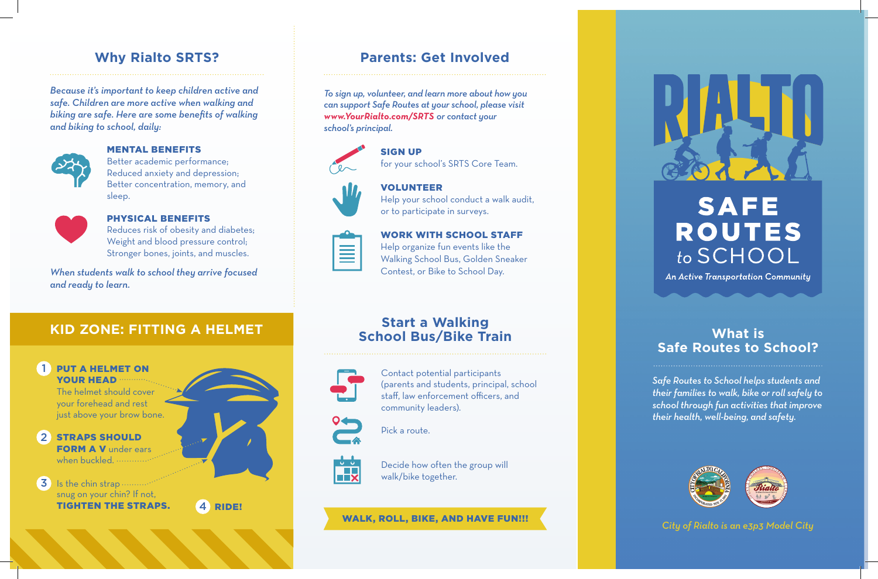## Why Rialto SRTS?

*Because it's important to keep children active and safe. Children are more active when walking and biking are safe. Here are some benefits of walking and biking to school, daily:*

**MENTAL BENEFITS**
Better academic performance;
Reduced anxiety and depression;
Better concentration, memory, and sleep.

**PHYSICAL BENEFITS**
Reduces risk of obesity and diabetes;
Weight and blood pressure control;
Stronger bones, joints, and muscles.

*When students walk to school they arrive focused and ready to learn.*

## KID ZONE: FITTING A HELMET

1. **PUT A HELMET ON YOUR HEAD**
   The helmet should cover your forehead and rest just above your brow bone.
2. **STRAPS SHOULD FORM A V** under ears when buckled.
3. Is the chin strap snug on your chin? If not, **TIGHTEN THE STRAPS.**
4. **RIDE!**

## Parents: Get Involved

*To sign up, volunteer, and learn more about how you can support Safe Routes at your school, please visit **www.YourRialto.com/SRTS** or contact your school's principal.*

**SIGN UP**
for your school's SRTS Core Team.

**VOLUNTEER**
Help your school conduct a walk audit, or to participate in surveys.

**WORK WITH SCHOOL STAFF**
Help organize fun events like the Walking School Bus, Golden Sneaker Contest, or Bike to School Day.

## Start a Walking School Bus/Bike Train

Contact potential participants (parents and students, principal, school staff, law enforcement officers, and community leaders).

Pick a route.

Decide how often the group will walk/bike together.

**WALK, ROLL, BIKE, AND HAVE FUN!!!**

# RIALTO SAFE ROUTES to SCHOOL

*An Active Transportation Community*

## What is Safe Routes to School?

*Safe Routes to School helps students and their families to walk, bike or roll safely to school through fun activities that improve their health, well-being, and safety.*

*City of Rialto is an e3p3 Model City*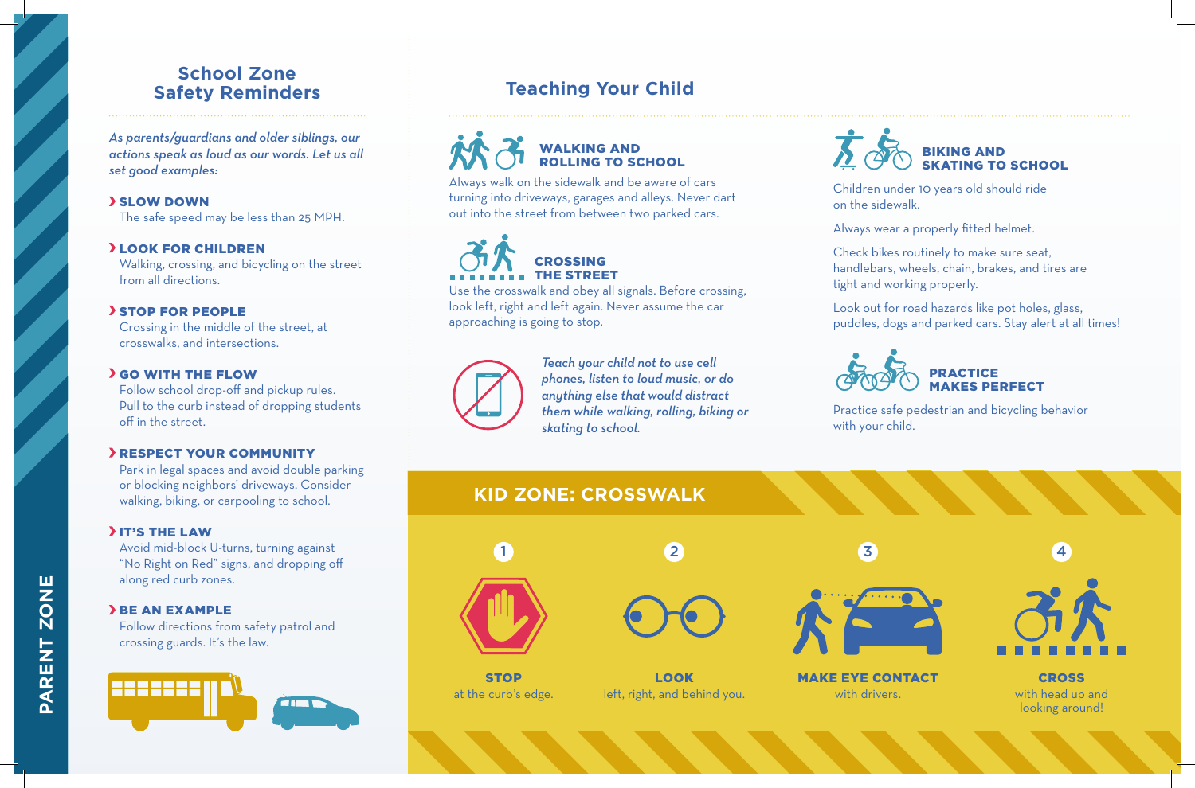# PARENT ZONE

## School Zone Safety Reminders

*As parents/guardians and older siblings, our actions speak as loud as our words. Let us all set good examples:*

**› SLOW DOWN**
The safe speed may be less than 25 MPH.

**› LOOK FOR CHILDREN**
Walking, crossing, and bicycling on the street from all directions.

**› STOP FOR PEOPLE**
Crossing in the middle of the street, at crosswalks, and intersections.

**› GO WITH THE FLOW**
Follow school drop-off and pickup rules. Pull to the curb instead of dropping students off in the street.

**› RESPECT YOUR COMMUNITY**
Park in legal spaces and avoid double parking or blocking neighbors' driveways. Consider walking, biking, or carpooling to school.

**› IT'S THE LAW**
Avoid mid-block U-turns, turning against "No Right on Red" signs, and dropping off along red curb zones.

**› BE AN EXAMPLE**
Follow directions from safety patrol and crossing guards. It's the law.

## Teaching Your Child

### WALKING AND ROLLING TO SCHOOL

Always walk on the sidewalk and be aware of cars turning into driveways, garages and alleys. Never dart out into the street from between two parked cars.

### CROSSING THE STREET

Use the crosswalk and obey all signals. Before crossing, look left, right and left again. Never assume the car approaching is going to stop.

*Teach your child not to use cell phones, listen to loud music, or do anything else that would distract them while walking, rolling, biking or skating to school.*

### BIKING AND SKATING TO SCHOOL

Children under 10 years old should ride on the sidewalk.

Always wear a properly fitted helmet.

Check bikes routinely to make sure seat, handlebars, wheels, chain, brakes, and tires are tight and working properly.

Look out for road hazards like pot holes, glass, puddles, dogs and parked cars. Stay alert at all times!

### PRACTICE MAKES PERFECT

Practice safe pedestrian and bicycling behavior with your child.

## KID ZONE: CROSSWALK

1. **STOP** at the curb's edge.
2. **LOOK** left, right, and behind you.
3. **MAKE EYE CONTACT** with drivers.
4. **CROSS** with head up and looking around!